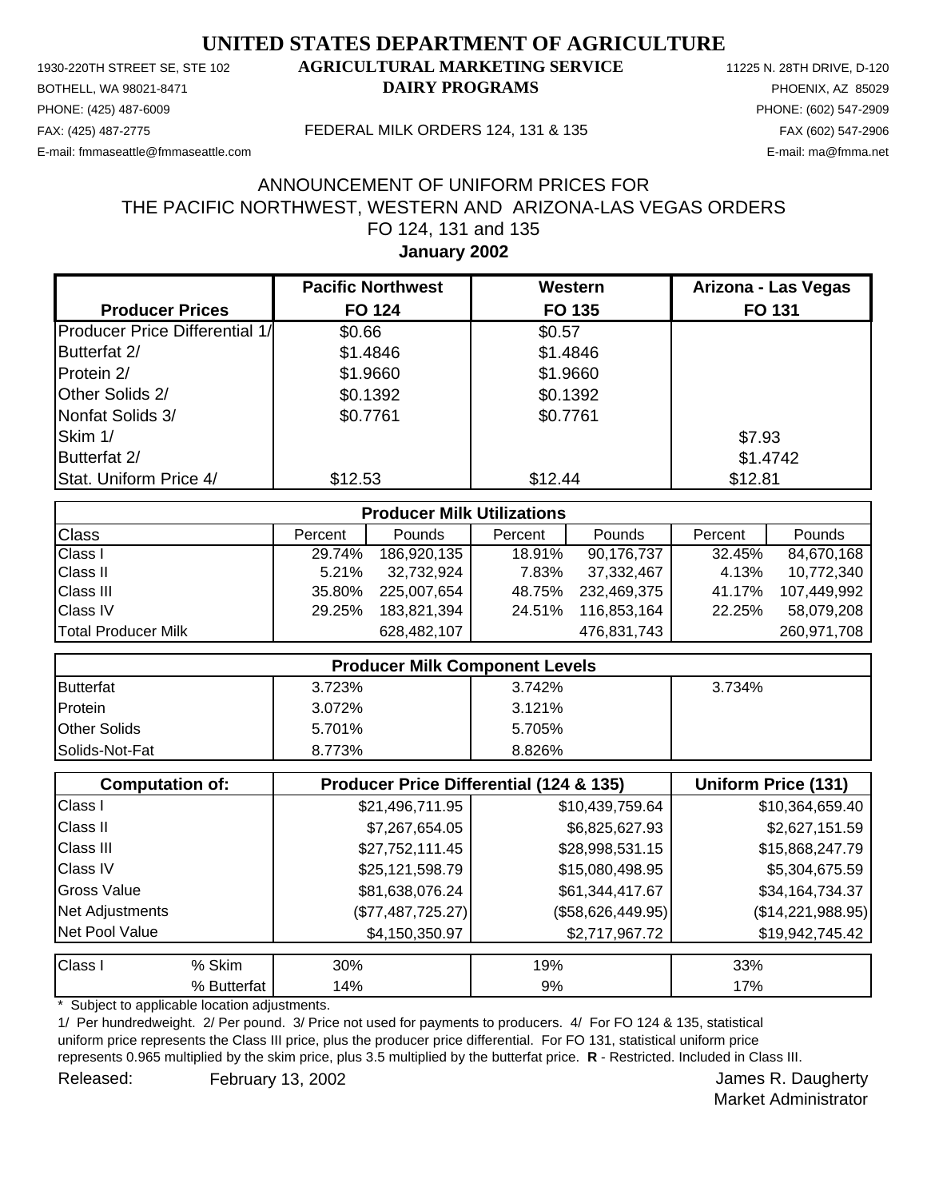# UNITED STATES DEPARTMENT OF AGRICULTURE

1930-220TH STREET SE, STE 102
BOTHELL, WA 98021-8471
PHONE: (425) 487-6009
FAX: (425) 487-2775
E-mail: fmmaseattle@fmmaseattle.com

**AGRICULTURAL MARKETING SERVICE**
**DAIRY PROGRAMS**

FEDERAL MILK ORDERS 124, 131 & 135

11225 N. 28TH DRIVE, D-120
PHOENIX, AZ 85029
PHONE: (602) 547-2909
FAX (602) 547-2906
E-mail: ma@fmma.net

## ANNOUNCEMENT OF UNIFORM PRICES FOR THE PACIFIC NORTHWEST, WESTERN AND ARIZONA-LAS VEGAS ORDERS FO 124, 131 and 135

**January 2002**

| Producer Prices | Pacific Northwest FO 124 | Western FO 135 | Arizona - Las Vegas FO 131 |
|---|---|---|---|
| Producer Price Differential 1/ | $0.66 | $0.57 | |
| Butterfat 2/ | $1.4846 | $1.4846 | |
| Protein 2/ | $1.9660 | $1.9660 | |
| Other Solids 2/ | $0.1392 | $0.1392 | |
| Nonfat Solids 3/ | $0.7761 | $0.7761 | |
| Skim 1/ | | | $7.93 |
| Butterfat 2/ | | | $1.4742 |
| Stat. Uniform Price 4/ | $12.53 | $12.44 | $12.81 |

**Producer Milk Utilizations**

| Class | Percent | Pounds | Percent | Pounds | Percent | Pounds |
|---|---|---|---|---|---|---|
| Class I | 29.74% | 186,920,135 | 18.91% | 90,176,737 | 32.45% | 84,670,168 |
| Class II | 5.21% | 32,732,924 | 7.83% | 37,332,467 | 4.13% | 10,772,340 |
| Class III | 35.80% | 225,007,654 | 48.75% | 232,469,375 | 41.17% | 107,449,992 |
| Class IV | 29.25% | 183,821,394 | 24.51% | 116,853,164 | 22.25% | 58,079,208 |
| Total Producer Milk | | 628,482,107 | | 476,831,743 | | 260,971,708 |

**Producer Milk Component Levels**

| | FO 124 | FO 135 | FO 131 |
|---|---|---|---|
| Butterfat | 3.723% | 3.742% | 3.734% |
| Protein | 3.072% | 3.121% | |
| Other Solids | 5.701% | 5.705% | |
| Solids-Not-Fat | 8.773% | 8.826% | |

| Computation of: | Producer Price Differential (124 & 135) | | Uniform Price (131) |
|---|---|---|---|
| Class I | $21,496,711.95 | $10,439,759.64 | $10,364,659.40 |
| Class II | $7,267,654.05 | $6,825,627.93 | $2,627,151.59 |
| Class III | $27,752,111.45 | $28,998,531.15 | $15,868,247.79 |
| Class IV | $25,121,598.79 | $15,080,498.95 | $5,304,675.59 |
| Gross Value | $81,638,076.24 | $61,344,417.67 | $34,164,734.37 |
| Net Adjustments | ($77,487,725.27) | ($58,626,449.95) | ($14,221,988.95) |
| Net Pool Value | $4,150,350.97 | $2,717,967.72 | $19,942,745.42 |

| Class I | | FO 124 | FO 135 | FO 131 |
|---|---|---|---|---|
| | % Skim | 30% | 19% | 33% |
| | % Butterfat | 14% | 9% | 17% |

\* Subject to applicable location adjustments.

1/ Per hundredweight. 2/ Per pound. 3/ Price not used for payments to producers. 4/ For FO 124 & 135, statistical uniform price represents the Class III price, plus the producer price differential. For FO 131, statistical uniform price represents 0.965 multiplied by the skim price, plus 3.5 multiplied by the butterfat price. **R** - Restricted. Included in Class III.

Released: February 13, 2002

James R. Daugherty
Market Administrator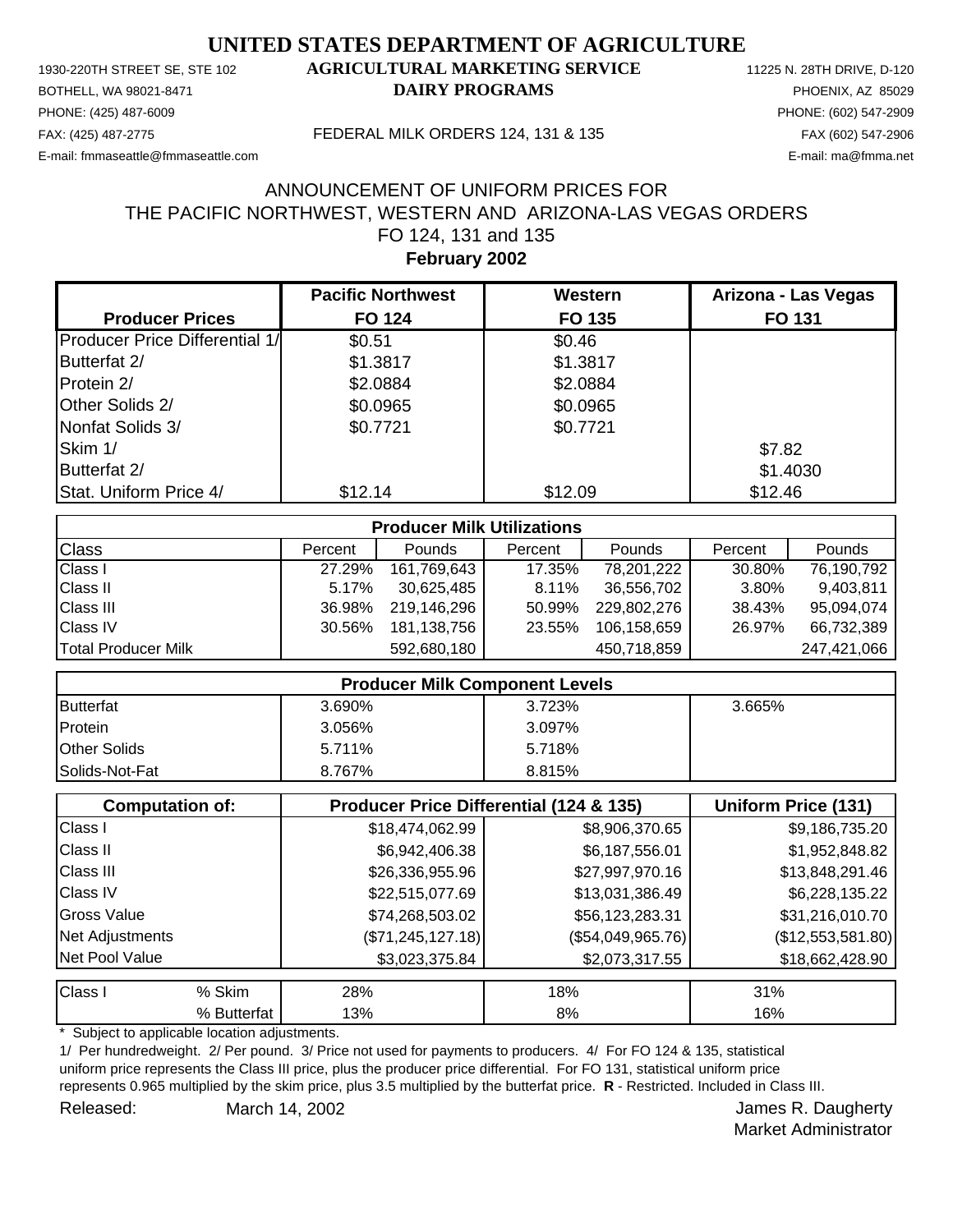# UNITED STATES DEPARTMENT OF AGRICULTURE

## AGRICULTURAL MARKETING SERVICE

## DAIRY PROGRAMS

1930-220TH STREET SE, STE 102
BOTHELL, WA 98021-8471
PHONE: (425) 487-6009
FAX: (425) 487-2775
E-mail: fmmaseattle@fmmaseattle.com

FEDERAL MILK ORDERS 124, 131 & 135

11225 N. 28TH DRIVE, D-120
PHOENIX, AZ 85029
PHONE: (602) 547-2909
FAX (602) 547-2906
E-mail: ma@fmma.net

ANNOUNCEMENT OF UNIFORM PRICES FOR
THE PACIFIC NORTHWEST, WESTERN AND ARIZONA-LAS VEGAS ORDERS
FO 124, 131 and 135
**February 2002**

| Producer Prices | Pacific Northwest FO 124 | Western FO 135 | Arizona - Las Vegas FO 131 |
|---|---|---|---|
| Producer Price Differential 1/ | $0.51 | $0.46 | |
| Butterfat 2/ | $1.3817 | $1.3817 | |
| Protein 2/ | $2.0884 | $2.0884 | |
| Other Solids 2/ | $0.0965 | $0.0965 | |
| Nonfat Solids 3/ | $0.7721 | $0.7721 | |
| Skim 1/ | | | $7.82 |
| Butterfat 2/ | | | $1.4030 |
| Stat. Uniform Price 4/ | $12.14 | $12.09 | $12.46 |

| Producer Milk Utilizations | | | | | | |
|---|---|---|---|---|---|---|
| Class | Percent | Pounds | Percent | Pounds | Percent | Pounds |
| Class I | 27.29% | 161,769,643 | 17.35% | 78,201,222 | 30.80% | 76,190,792 |
| Class II | 5.17% | 30,625,485 | 8.11% | 36,556,702 | 3.80% | 9,403,811 |
| Class III | 36.98% | 219,146,296 | 50.99% | 229,802,276 | 38.43% | 95,094,074 |
| Class IV | 30.56% | 181,138,756 | 23.55% | 106,158,659 | 26.97% | 66,732,389 |
| Total Producer Milk | | 592,680,180 | | 450,718,859 | | 247,421,066 |

| Producer Milk Component Levels | | | |
|---|---|---|---|
| Butterfat | 3.690% | 3.723% | 3.665% |
| Protein | 3.056% | 3.097% | |
| Other Solids | 5.711% | 5.718% | |
| Solids-Not-Fat | 8.767% | 8.815% | |

| Computation of: | Producer Price Differential (124 & 135) | | Uniform Price (131) |
|---|---|---|---|
| Class I | $18,474,062.99 | $8,906,370.65 | $9,186,735.20 |
| Class II | $6,942,406.38 | $6,187,556.01 | $1,952,848.82 |
| Class III | $26,336,955.96 | $27,997,970.16 | $13,848,291.46 |
| Class IV | $22,515,077.69 | $13,031,386.49 | $6,228,135.22 |
| Gross Value | $74,268,503.02 | $56,123,283.31 | $31,216,010.70 |
| Net Adjustments | ($71,245,127.18) | ($54,049,965.76) | ($12,553,581.80) |
| Net Pool Value | $3,023,375.84 | $2,073,317.55 | $18,662,428.90 |

| Class I | | | | |
|---|---|---|---|---|
| | % Skim | 28% | 18% | 31% |
| | % Butterfat | 13% | 8% | 16% |

\* Subject to applicable location adjustments.

1/ Per hundredweight. 2/ Per pound. 3/ Price not used for payments to producers. 4/ For FO 124 & 135, statistical uniform price represents the Class III price, plus the producer price differential. For FO 131, statistical uniform price represents 0.965 multiplied by the skim price, plus 3.5 multiplied by the butterfat price. **R** - Restricted. Included in Class III.

Released: March 14, 2002

James R. Daugherty
Market Administrator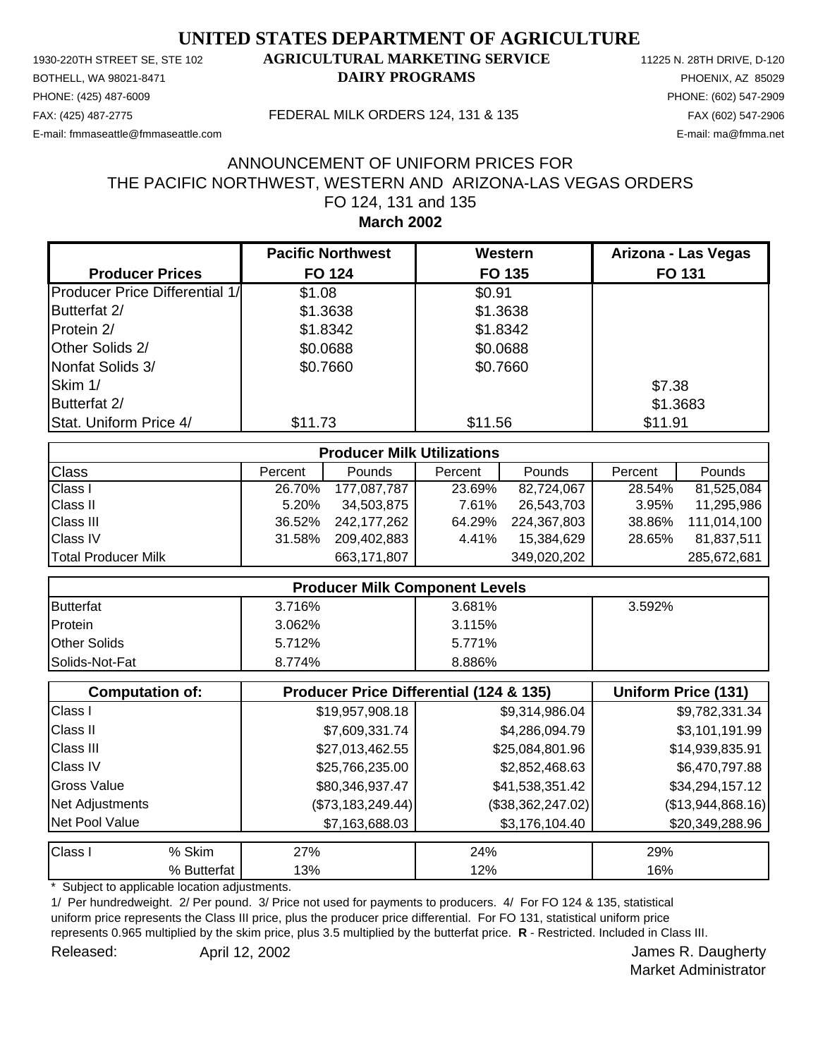# UNITED STATES DEPARTMENT OF AGRICULTURE

1930-220TH STREET SE, STE 102
BOTHELL, WA 98021-8471
PHONE: (425) 487-6009
FAX: (425) 487-2775
E-mail: fmmaseattle@fmmaseattle.com

**AGRICULTURAL MARKETING SERVICE**
**DAIRY PROGRAMS**

FEDERAL MILK ORDERS 124, 131 & 135

11225 N. 28TH DRIVE, D-120
PHOENIX, AZ 85029
PHONE: (602) 547-2909
FAX (602) 547-2906
E-mail: ma@fmma.net

ANNOUNCEMENT OF UNIFORM PRICES FOR
THE PACIFIC NORTHWEST, WESTERN AND ARIZONA-LAS VEGAS ORDERS
FO 124, 131 and 135
**March 2002**

| **Producer Prices** | **Pacific Northwest FO 124** | **Western FO 135** | **Arizona - Las Vegas FO 131** |
|---|---|---|---|
| Producer Price Differential 1/ | $1.08 | $0.91 | |
| Butterfat 2/ | $1.3638 | $1.3638 | |
| Protein 2/ | $1.8342 | $1.8342 | |
| Other Solids 2/ | $0.0688 | $0.0688 | |
| Nonfat Solids 3/ | $0.7660 | $0.7660 | |
| Skim 1/ | | | $7.38 |
| Butterfat 2/ | | | $1.3683 |
| Stat. Uniform Price 4/ | $11.73 | $11.56 | $11.91 |

| **Producer Milk Utilizations** | | | | | | |
|---|---|---|---|---|---|---|
| Class | Percent | Pounds | Percent | Pounds | Percent | Pounds |
| Class I | 26.70% | 177,087,787 | 23.69% | 82,724,067 | 28.54% | 81,525,084 |
| Class II | 5.20% | 34,503,875 | 7.61% | 26,543,703 | 3.95% | 11,295,986 |
| Class III | 36.52% | 242,177,262 | 64.29% | 224,367,803 | 38.86% | 111,014,100 |
| Class IV | 31.58% | 209,402,883 | 4.41% | 15,384,629 | 28.65% | 81,837,511 |
| Total Producer Milk | | 663,171,807 | | 349,020,202 | | 285,672,681 |

| **Producer Milk Component Levels** | | | |
|---|---|---|---|
| Butterfat | 3.716% | 3.681% | 3.592% |
| Protein | 3.062% | 3.115% | |
| Other Solids | 5.712% | 5.771% | |
| Solids-Not-Fat | 8.774% | 8.886% | |

| **Computation of:** | **Producer Price Differential (124 & 135)** | | **Uniform Price (131)** |
|---|---|---|---|
| Class I | $19,957,908.18 | $9,314,986.04 | $9,782,331.34 |
| Class II | $7,609,331.74 | $4,286,094.79 | $3,101,191.99 |
| Class III | $27,013,462.55 | $25,084,801.96 | $14,939,835.91 |
| Class IV | $25,766,235.00 | $2,852,468.63 | $6,470,797.88 |
| Gross Value | $80,346,937.47 | $41,538,351.42 | $34,294,157.12 |
| Net Adjustments | ($73,183,249.44) | ($38,362,247.02) | ($13,944,868.16) |
| Net Pool Value | $7,163,688.03 | $3,176,104.40 | $20,349,288.96 |

| Class I | | | | |
|---|---|---|---|---|
| | % Skim | 27% | 24% | 29% |
| | % Butterfat | 13% | 12% | 16% |

\* Subject to applicable location adjustments.

1/ Per hundredweight. 2/ Per pound. 3/ Price not used for payments to producers. 4/ For FO 124 & 135, statistical uniform price represents the Class III price, plus the producer price differential. For FO 131, statistical uniform price represents 0.965 multiplied by the skim price, plus 3.5 multiplied by the butterfat price. **R** - Restricted. Included in Class III.

Released: April 12, 2002

James R. Daugherty
Market Administrator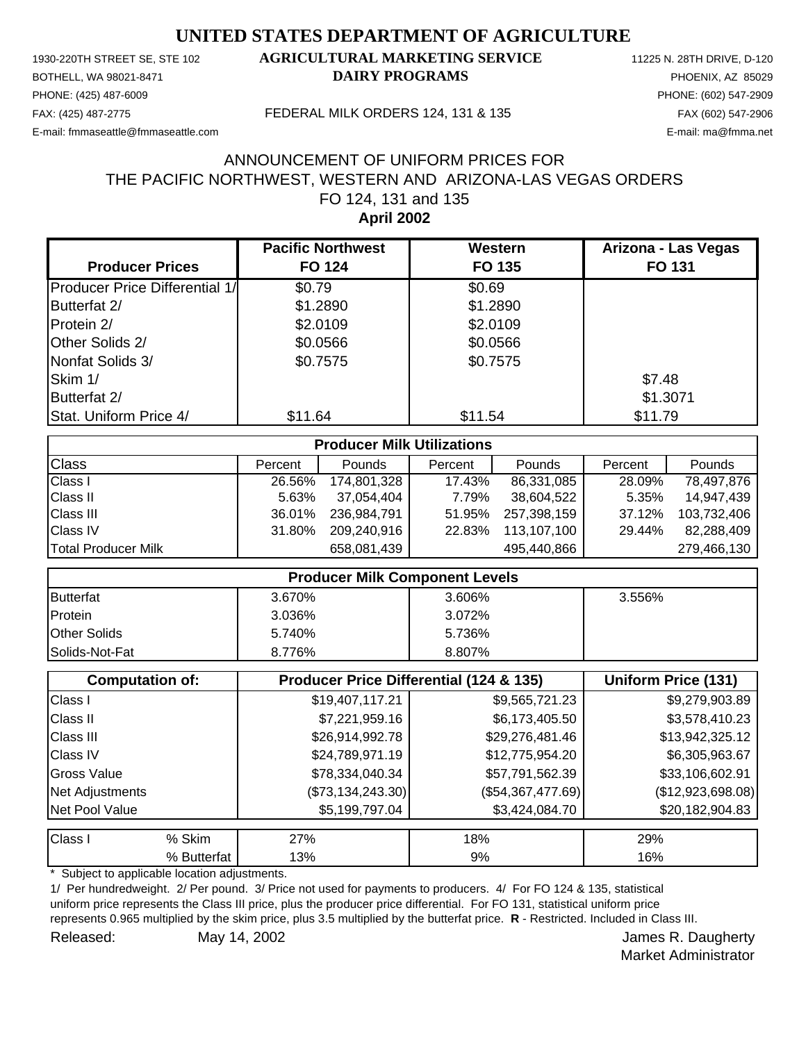# UNITED STATES DEPARTMENT OF AGRICULTURE

1930-220TH STREET SE, STE 102
BOTHELL, WA 98021-8471
PHONE: (425) 487-6009
FAX: (425) 487-2775
E-mail: fmmaseattle@fmmaseattle.com

**AGRICULTURAL MARKETING SERVICE**
**DAIRY PROGRAMS**

FEDERAL MILK ORDERS 124, 131 & 135

11225 N. 28TH DRIVE, D-120
PHOENIX, AZ 85029
PHONE: (602) 547-2909
FAX (602) 547-2906
E-mail: ma@fmma.net

## ANNOUNCEMENT OF UNIFORM PRICES FOR THE PACIFIC NORTHWEST, WESTERN AND ARIZONA-LAS VEGAS ORDERS FO 124, 131 and 135

**April 2002**

| Producer Prices | Pacific Northwest FO 124 | Western FO 135 | Arizona - Las Vegas FO 131 |
|---|---|---|---|
| Producer Price Differential 1/ | $0.79 | $0.69 | |
| Butterfat 2/ | $1.2890 | $1.2890 | |
| Protein 2/ | $2.0109 | $2.0109 | |
| Other Solids 2/ | $0.0566 | $0.0566 | |
| Nonfat Solids 3/ | $0.7575 | $0.7575 | |
| Skim 1/ | | | $7.48 |
| Butterfat 2/ | | | $1.3071 |
| Stat. Uniform Price 4/ | $11.64 | $11.54 | $11.79 |

| Producer Milk Utilizations | | | | | | |
|---|---|---|---|---|---|---|
| Class | Percent | Pounds | Percent | Pounds | Percent | Pounds |
| Class I | 26.56% | 174,801,328 | 17.43% | 86,331,085 | 28.09% | 78,497,876 |
| Class II | 5.63% | 37,054,404 | 7.79% | 38,604,522 | 5.35% | 14,947,439 |
| Class III | 36.01% | 236,984,791 | 51.95% | 257,398,159 | 37.12% | 103,732,406 |
| Class IV | 31.80% | 209,240,916 | 22.83% | 113,107,100 | 29.44% | 82,288,409 |
| Total Producer Milk | | 658,081,439 | | 495,440,866 | | 279,466,130 |

| Producer Milk Component Levels | | | |
|---|---|---|---|
| Butterfat | 3.670% | 3.606% | 3.556% |
| Protein | 3.036% | 3.072% | |
| Other Solids | 5.740% | 5.736% | |
| Solids-Not-Fat | 8.776% | 8.807% | |

| Computation of: | Producer Price Differential (124 & 135) | | Uniform Price (131) |
|---|---|---|---|
| Class I | $19,407,117.21 | $9,565,721.23 | $9,279,903.89 |
| Class II | $7,221,959.16 | $6,173,405.50 | $3,578,410.23 |
| Class III | $26,914,992.78 | $29,276,481.46 | $13,942,325.12 |
| Class IV | $24,789,971.19 | $12,775,954.20 | $6,305,963.67 |
| Gross Value | $78,334,040.34 | $57,791,562.39 | $33,106,602.91 |
| Net Adjustments | ($73,134,243.30) | ($54,367,477.69) | ($12,923,698.08) |
| Net Pool Value | $5,199,797.04 | $3,424,084.70 | $20,182,904.83 |

| Class I | | | | |
|---|---|---|---|---|
| | % Skim | 27% | 18% | 29% |
| | % Butterfat | 13% | 9% | 16% |

* Subject to applicable location adjustments.

1/ Per hundredweight. 2/ Per pound. 3/ Price not used for payments to producers. 4/ For FO 124 & 135, statistical uniform price represents the Class III price, plus the producer price differential. For FO 131, statistical uniform price represents 0.965 multiplied by the skim price, plus 3.5 multiplied by the butterfat price. **R** - Restricted. Included in Class III.

Released: May 14, 2002

James R. Daugherty
Market Administrator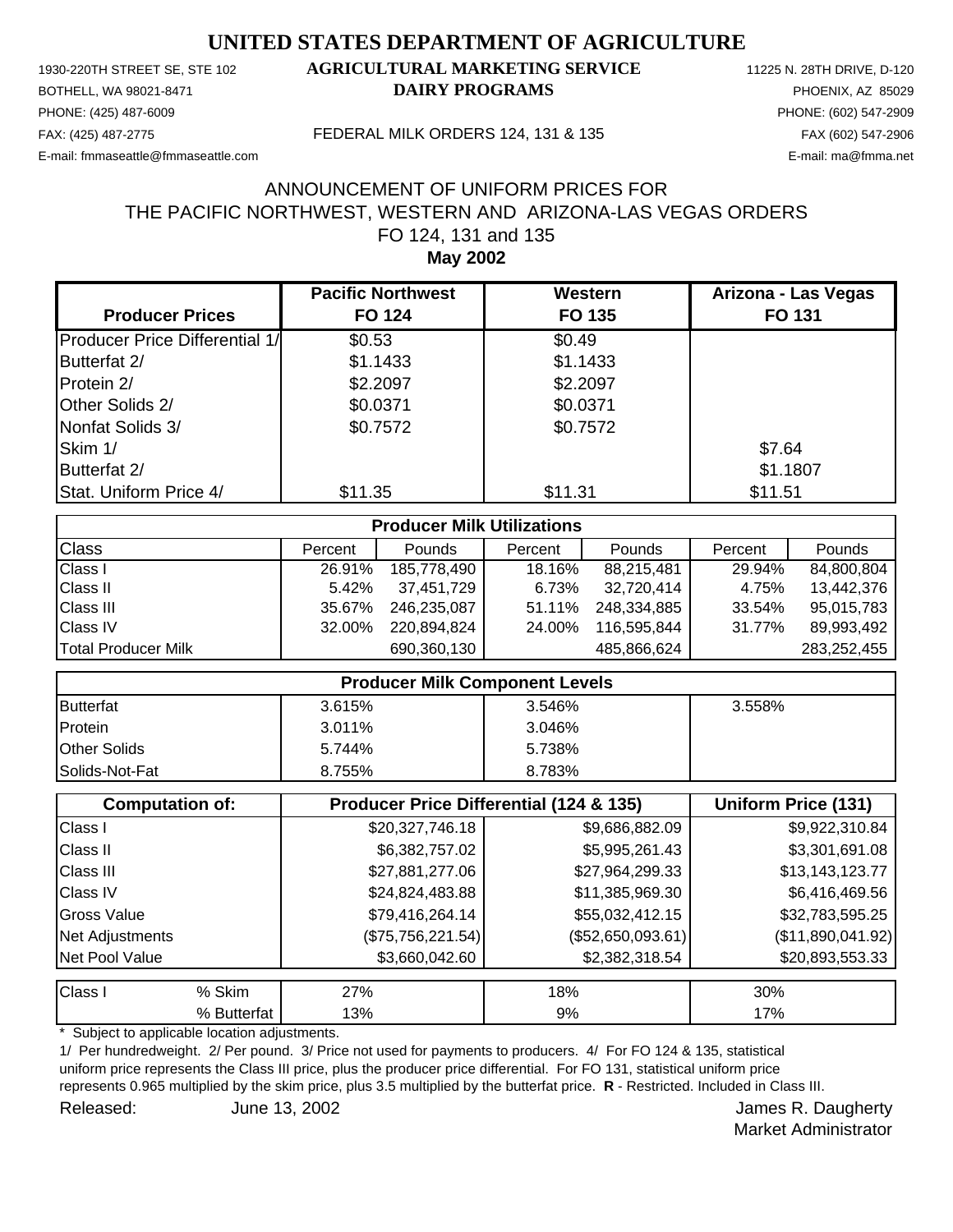# UNITED STATES DEPARTMENT OF AGRICULTURE

1930-220TH STREET SE, STE 102
BOTHELL, WA 98021-8471
PHONE: (425) 487-6009
FAX: (425) 487-2775
E-mail: fmmaseattle@fmmaseattle.com

**AGRICULTURAL MARKETING SERVICE**
**DAIRY PROGRAMS**

FEDERAL MILK ORDERS 124, 131 & 135

11225 N. 28TH DRIVE, D-120
PHOENIX, AZ 85029
PHONE: (602) 547-2909
FAX (602) 547-2906
E-mail: ma@fmma.net

## ANNOUNCEMENT OF UNIFORM PRICES FOR THE PACIFIC NORTHWEST, WESTERN AND ARIZONA-LAS VEGAS ORDERS FO 124, 131 and 135

**May 2002**

| Producer Prices | Pacific Northwest FO 124 | Western FO 135 | Arizona - Las Vegas FO 131 |
|---|---|---|---|
| Producer Price Differential 1/ | $0.53 | $0.49 | |
| Butterfat 2/ | $1.1433 | $1.1433 | |
| Protein 2/ | $2.2097 | $2.2097 | |
| Other Solids 2/ | $0.0371 | $0.0371 | |
| Nonfat Solids 3/ | $0.7572 | $0.7572 | |
| Skim 1/ | | | $7.64 |
| Butterfat 2/ | | | $1.1807 |
| Stat. Uniform Price 4/ | $11.35 | $11.31 | $11.51 |

| Producer Milk Utilizations | | | | | | |
|---|---|---|---|---|---|---|
| Class | Percent | Pounds | Percent | Pounds | Percent | Pounds |
| Class I | 26.91% | 185,778,490 | 18.16% | 88,215,481 | 29.94% | 84,800,804 |
| Class II | 5.42% | 37,451,729 | 6.73% | 32,720,414 | 4.75% | 13,442,376 |
| Class III | 35.67% | 246,235,087 | 51.11% | 248,334,885 | 33.54% | 95,015,783 |
| Class IV | 32.00% | 220,894,824 | 24.00% | 116,595,844 | 31.77% | 89,993,492 |
| Total Producer Milk | | 690,360,130 | | 485,866,624 | | 283,252,455 |

| Producer Milk Component Levels | | | |
|---|---|---|---|
| Butterfat | 3.615% | 3.546% | 3.558% |
| Protein | 3.011% | 3.046% | |
| Other Solids | 5.744% | 5.738% | |
| Solids-Not-Fat | 8.755% | 8.783% | |

| Computation of: | Producer Price Differential (124 & 135) | | Uniform Price (131) |
|---|---|---|---|
| Class I | $20,327,746.18 | $9,686,882.09 | $9,922,310.84 |
| Class II | $6,382,757.02 | $5,995,261.43 | $3,301,691.08 |
| Class III | $27,881,277.06 | $27,964,299.33 | $13,143,123.77 |
| Class IV | $24,824,483.88 | $11,385,969.30 | $6,416,469.56 |
| Gross Value | $79,416,264.14 | $55,032,412.15 | $32,783,595.25 |
| Net Adjustments | ($75,756,221.54) | ($52,650,093.61) | ($11,890,041.92) |
| Net Pool Value | $3,660,042.60 | $2,382,318.54 | $20,893,553.33 |

| Class I | | | | |
|---|---|---|---|---|
| | % Skim | 27% | 18% | 30% |
| | % Butterfat | 13% | 9% | 17% |

\* Subject to applicable location adjustments.

1/ Per hundredweight. 2/ Per pound. 3/ Price not used for payments to producers. 4/ For FO 124 & 135, statistical uniform price represents the Class III price, plus the producer price differential. For FO 131, statistical uniform price represents 0.965 multiplied by the skim price, plus 3.5 multiplied by the butterfat price. **R** - Restricted. Included in Class III.

Released: June 13, 2002

James R. Daugherty
Market Administrator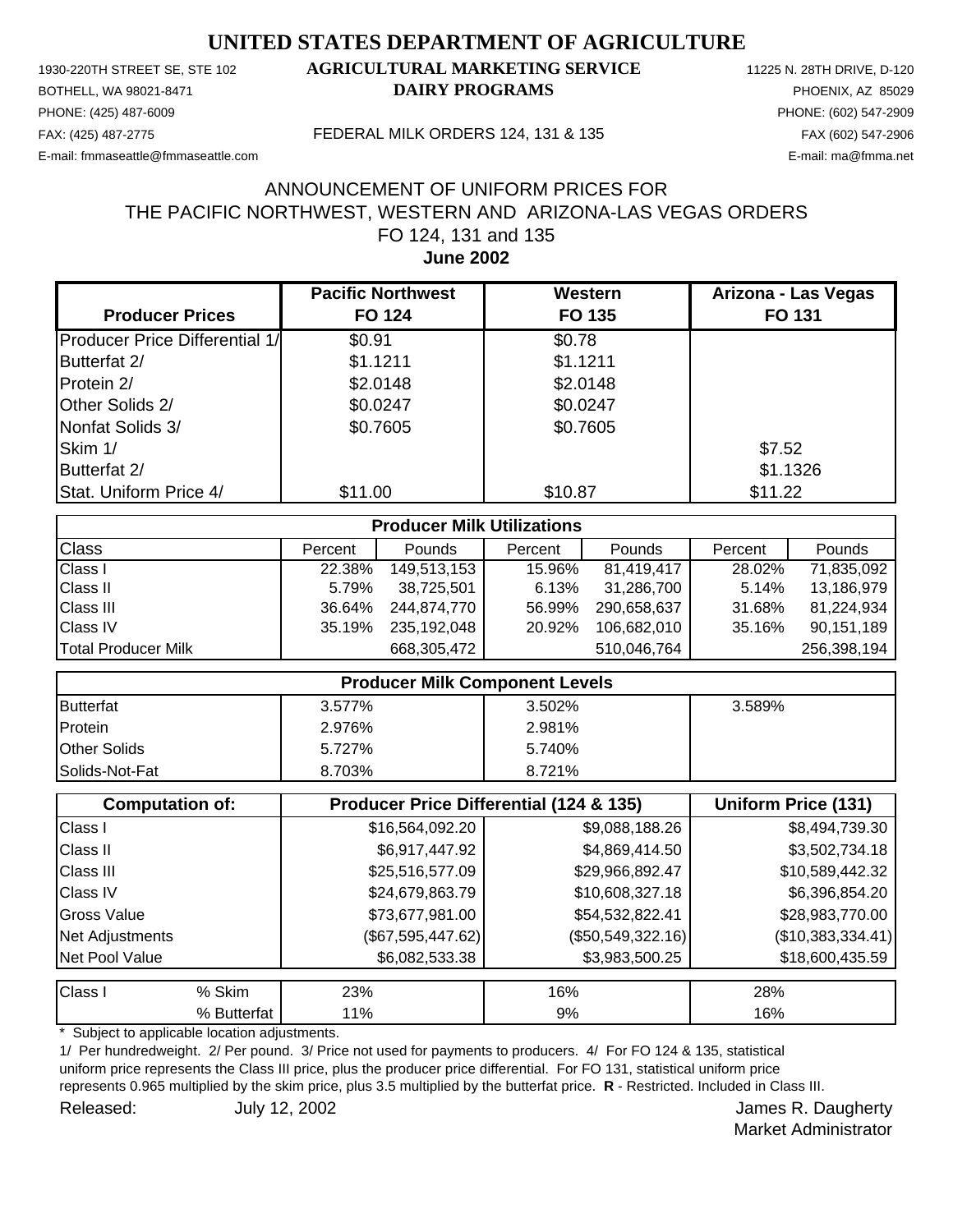# UNITED STATES DEPARTMENT OF AGRICULTURE

## AGRICULTURAL MARKETING SERVICE
## DAIRY PROGRAMS

1930-220TH STREET SE, STE 102
BOTHELL, WA 98021-8471
PHONE: (425) 487-6009
FAX: (425) 487-2775
E-mail: fmmaseattle@fmmaseattle.com

11225 N. 28TH DRIVE, D-120
PHOENIX, AZ 85029
PHONE: (602) 547-2909
FAX (602) 547-2906
E-mail: ma@fmma.net

FEDERAL MILK ORDERS 124, 131 & 135

ANNOUNCEMENT OF UNIFORM PRICES FOR
THE PACIFIC NORTHWEST, WESTERN AND ARIZONA-LAS VEGAS ORDERS
FO 124, 131 and 135
**June 2002**

| Producer Prices | Pacific Northwest FO 124 | Western FO 135 | Arizona - Las Vegas FO 131 |
|---|---|---|---|
| Producer Price Differential 1/ | $0.91 | $0.78 | |
| Butterfat 2/ | $1.1211 | $1.1211 | |
| Protein 2/ | $2.0148 | $2.0148 | |
| Other Solids 2/ | $0.0247 | $0.0247 | |
| Nonfat Solids 3/ | $0.7605 | $0.7605 | |
| Skim 1/ | | | $7.52 |
| Butterfat 2/ | | | $1.1326 |
| Stat. Uniform Price 4/ | $11.00 | $10.87 | $11.22 |

| Producer Milk Utilizations | | | | | | |
|---|---|---|---|---|---|---|
| Class | Percent | Pounds | Percent | Pounds | Percent | Pounds |
| Class I | 22.38% | 149,513,153 | 15.96% | 81,419,417 | 28.02% | 71,835,092 |
| Class II | 5.79% | 38,725,501 | 6.13% | 31,286,700 | 5.14% | 13,186,979 |
| Class III | 36.64% | 244,874,770 | 56.99% | 290,658,637 | 31.68% | 81,224,934 |
| Class IV | 35.19% | 235,192,048 | 20.92% | 106,682,010 | 35.16% | 90,151,189 |
| Total Producer Milk | | 668,305,472 | | 510,046,764 | | 256,398,194 |

| Producer Milk Component Levels | | | |
|---|---|---|---|
| Butterfat | 3.577% | 3.502% | 3.589% |
| Protein | 2.976% | 2.981% | |
| Other Solids | 5.727% | 5.740% | |
| Solids-Not-Fat | 8.703% | 8.721% | |

| Computation of: | Producer Price Differential (124 & 135) | | Uniform Price (131) |
|---|---|---|---|
| Class I | $16,564,092.20 | $9,088,188.26 | $8,494,739.30 |
| Class II | $6,917,447.92 | $4,869,414.50 | $3,502,734.18 |
| Class III | $25,516,577.09 | $29,966,892.47 | $10,589,442.32 |
| Class IV | $24,679,863.79 | $10,608,327.18 | $6,396,854.20 |
| Gross Value | $73,677,981.00 | $54,532,822.41 | $28,983,770.00 |
| Net Adjustments | ($67,595,447.62) | ($50,549,322.16) | ($10,383,334.41) |
| Net Pool Value | $6,082,533.38 | $3,983,500.25 | $18,600,435.59 |

| Class I | | | | |
|---|---|---|---|---|
| | % Skim | 23% | 16% | 28% |
| | % Butterfat | 11% | 9% | 16% |

\* Subject to applicable location adjustments.

1/ Per hundredweight. 2/ Per pound. 3/ Price not used for payments to producers. 4/ For FO 124 & 135, statistical uniform price represents the Class III price, plus the producer price differential. For FO 131, statistical uniform price represents 0.965 multiplied by the skim price, plus 3.5 multiplied by the butterfat price. **R** - Restricted. Included in Class III.

Released: July 12, 2002

James R. Daugherty
Market Administrator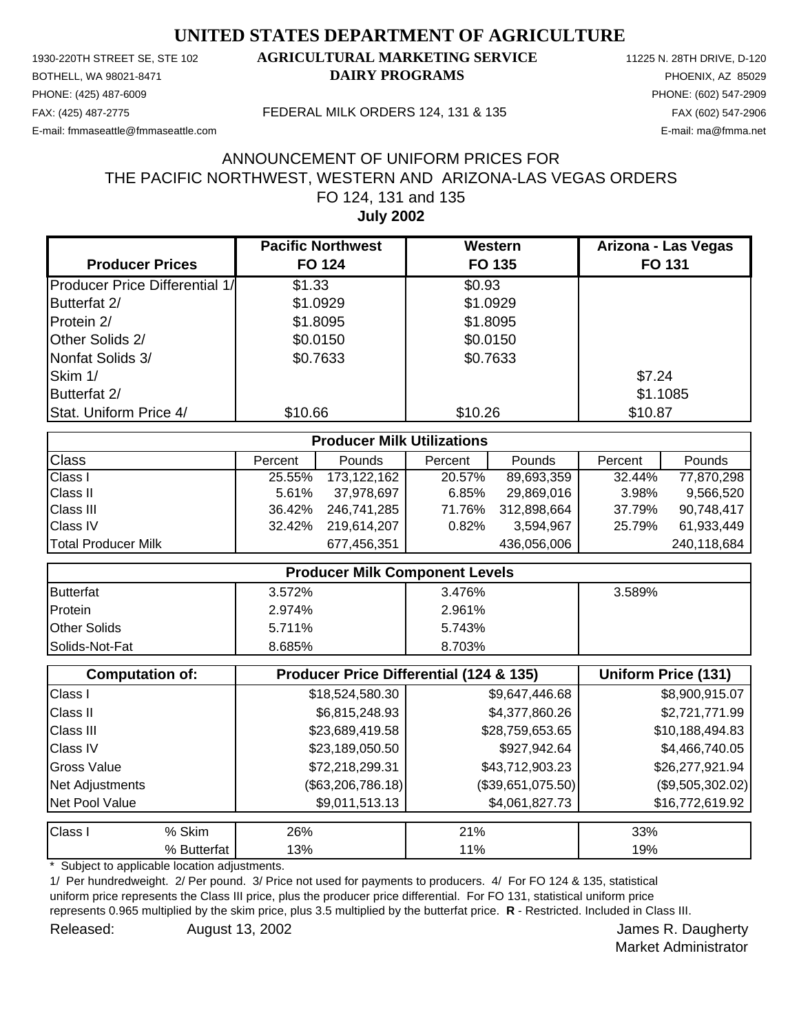# UNITED STATES DEPARTMENT OF AGRICULTURE

1930-220TH STREET SE, STE 102
BOTHELL, WA 98021-8471
PHONE: (425) 487-6009
FAX: (425) 487-2775
E-mail: fmmaseattle@fmmaseattle.com

**AGRICULTURAL MARKETING SERVICE**
**DAIRY PROGRAMS**

FEDERAL MILK ORDERS 124, 131 & 135

11225 N. 28TH DRIVE, D-120
PHOENIX, AZ 85029
PHONE: (602) 547-2909
FAX (602) 547-2906
E-mail: ma@fmma.net

## ANNOUNCEMENT OF UNIFORM PRICES FOR THE PACIFIC NORTHWEST, WESTERN AND ARIZONA-LAS VEGAS ORDERS FO 124, 131 and 135

**July 2002**

| Producer Prices | Pacific Northwest FO 124 | Western FO 135 | Arizona - Las Vegas FO 131 |
|---|---|---|---|
| Producer Price Differential 1/ | $1.33 | $0.93 | |
| Butterfat 2/ | $1.0929 | $1.0929 | |
| Protein 2/ | $1.8095 | $1.8095 | |
| Other Solids 2/ | $0.0150 | $0.0150 | |
| Nonfat Solids 3/ | $0.7633 | $0.7633 | |
| Skim 1/ | | | $7.24 |
| Butterfat 2/ | | | $1.1085 |
| Stat. Uniform Price 4/ | $10.66 | $10.26 | $10.87 |

| Producer Milk Utilizations | | | | | | |
|---|---|---|---|---|---|---|
| Class | Percent | Pounds | Percent | Pounds | Percent | Pounds |
| Class I | 25.55% | 173,122,162 | 20.57% | 89,693,359 | 32.44% | 77,870,298 |
| Class II | 5.61% | 37,978,697 | 6.85% | 29,869,016 | 3.98% | 9,566,520 |
| Class III | 36.42% | 246,741,285 | 71.76% | 312,898,664 | 37.79% | 90,748,417 |
| Class IV | 32.42% | 219,614,207 | 0.82% | 3,594,967 | 25.79% | 61,933,449 |
| Total Producer Milk | | 677,456,351 | | 436,056,006 | | 240,118,684 |

| Producer Milk Component Levels | | | |
|---|---|---|---|
| Butterfat | 3.572% | 3.476% | 3.589% |
| Protein | 2.974% | 2.961% | |
| Other Solids | 5.711% | 5.743% | |
| Solids-Not-Fat | 8.685% | 8.703% | |

| Computation of: | Producer Price Differential (124 & 135) | | Uniform Price (131) |
|---|---|---|---|
| Class I | $18,524,580.30 | $9,647,446.68 | $8,900,915.07 |
| Class II | $6,815,248.93 | $4,377,860.26 | $2,721,771.99 |
| Class III | $23,689,419.58 | $28,759,653.65 | $10,188,494.83 |
| Class IV | $23,189,050.50 | $927,942.64 | $4,466,740.05 |
| Gross Value | $72,218,299.31 | $43,712,903.23 | $26,277,921.94 |
| Net Adjustments | ($63,206,786.18) | ($39,651,075.50) | ($9,505,302.02) |
| Net Pool Value | $9,011,513.13 | $4,061,827.73 | $16,772,619.92 |

| Class I | | | | |
|---|---|---|---|---|
| | % Skim | 26% | 21% | 33% |
| | % Butterfat | 13% | 11% | 19% |

\* Subject to applicable location adjustments.

1/ Per hundredweight. 2/ Per pound. 3/ Price not used for payments to producers. 4/ For FO 124 & 135, statistical uniform price represents the Class III price, plus the producer price differential. For FO 131, statistical uniform price represents 0.965 multiplied by the skim price, plus 3.5 multiplied by the butterfat price. **R** - Restricted. Included in Class III.

Released: August 13, 2002

James R. Daugherty
Market Administrator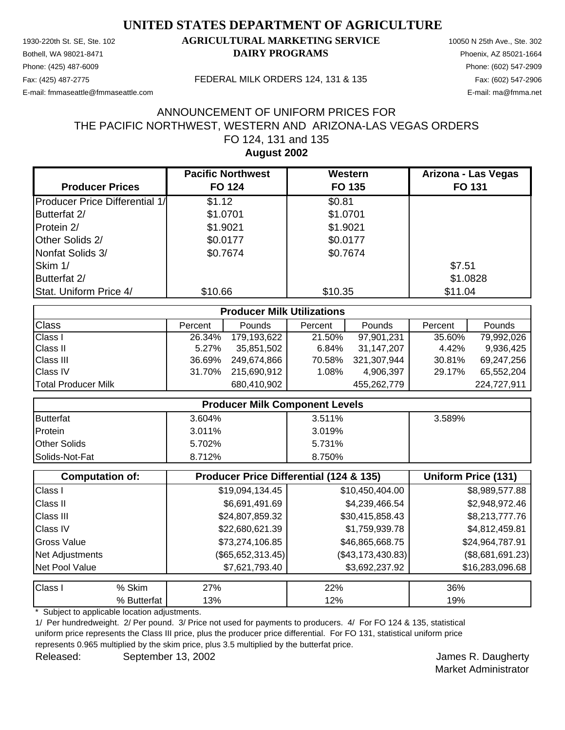# UNITED STATES DEPARTMENT OF AGRICULTURE

## AGRICULTURAL MARKETING SERVICE
## DAIRY PROGRAMS

1930-220th St. SE, Ste. 102
Bothell, WA 98021-8471
Phone: (425) 487-6009
Fax: (425) 487-2775
E-mail: fmmaseattle@fmmaseattle.com

10050 N 25th Ave., Ste. 302
Phoenix, AZ 85021-1664
Phone: (602) 547-2909
Fax: (602) 547-2906
E-mail: ma@fmma.net

FEDERAL MILK ORDERS 124, 131 & 135

ANNOUNCEMENT OF UNIFORM PRICES FOR
THE PACIFIC NORTHWEST, WESTERN AND ARIZONA-LAS VEGAS ORDERS
FO 124, 131 and 135
**August 2002**

| Producer Prices | Pacific Northwest FO 124 | Western FO 135 | Arizona - Las Vegas FO 131 |
|---|---|---|---|
| Producer Price Differential 1/ | $1.12 | $0.81 | |
| Butterfat 2/ | $1.0701 | $1.0701 | |
| Protein 2/ | $1.9021 | $1.9021 | |
| Other Solids 2/ | $0.0177 | $0.0177 | |
| Nonfat Solids 3/ | $0.7674 | $0.7674 | |
| Skim 1/ | | | $7.51 |
| Butterfat 2/ | | | $1.0828 |
| Stat. Uniform Price 4/ | $10.66 | $10.35 | $11.04 |

| Producer Milk Utilizations | | | | | | |
|---|---|---|---|---|---|---|
| Class | Percent | Pounds | Percent | Pounds | Percent | Pounds |
| Class I | 26.34% | 179,193,622 | 21.50% | 97,901,231 | 35.60% | 79,992,026 |
| Class II | 5.27% | 35,851,502 | 6.84% | 31,147,207 | 4.42% | 9,936,425 |
| Class III | 36.69% | 249,674,866 | 70.58% | 321,307,944 | 30.81% | 69,247,256 |
| Class IV | 31.70% | 215,690,912 | 1.08% | 4,906,397 | 29.17% | 65,552,204 |
| Total Producer Milk | | 680,410,902 | | 455,262,779 | | 224,727,911 |

| Producer Milk Component Levels | | | |
|---|---|---|---|
| Butterfat | 3.604% | 3.511% | 3.589% |
| Protein | 3.011% | 3.019% | |
| Other Solids | 5.702% | 5.731% | |
| Solids-Not-Fat | 8.712% | 8.750% | |

| Computation of: | Producer Price Differential (124 & 135) | | Uniform Price (131) |
|---|---|---|---|
| Class I | $19,094,134.45 | $10,450,404.00 | $8,989,577.88 |
| Class II | $6,691,491.69 | $4,239,466.54 | $2,948,972.46 |
| Class III | $24,807,859.32 | $30,415,858.43 | $8,213,777.76 |
| Class IV | $22,680,621.39 | $1,759,939.78 | $4,812,459.81 |
| Gross Value | $73,274,106.85 | $46,865,668.75 | $24,964,787.91 |
| Net Adjustments | ($65,652,313.45) | ($43,173,430.83) | ($8,681,691.23) |
| Net Pool Value | $7,621,793.40 | $3,692,237.92 | $16,283,096.68 |

| Class I | | | | |
|---|---|---|---|---|
| | % Skim | 27% | 22% | 36% |
| | % Butterfat | 13% | 12% | 19% |

\* Subject to applicable location adjustments.

1/ Per hundredweight. 2/ Per pound. 3/ Price not used for payments to producers. 4/ For FO 124 & 135, statistical uniform price represents the Class III price, plus the producer price differential. For FO 131, statistical uniform price represents 0.965 multiplied by the skim price, plus 3.5 multiplied by the butterfat price.

Released: September 13, 2002

James R. Daugherty
Market Administrator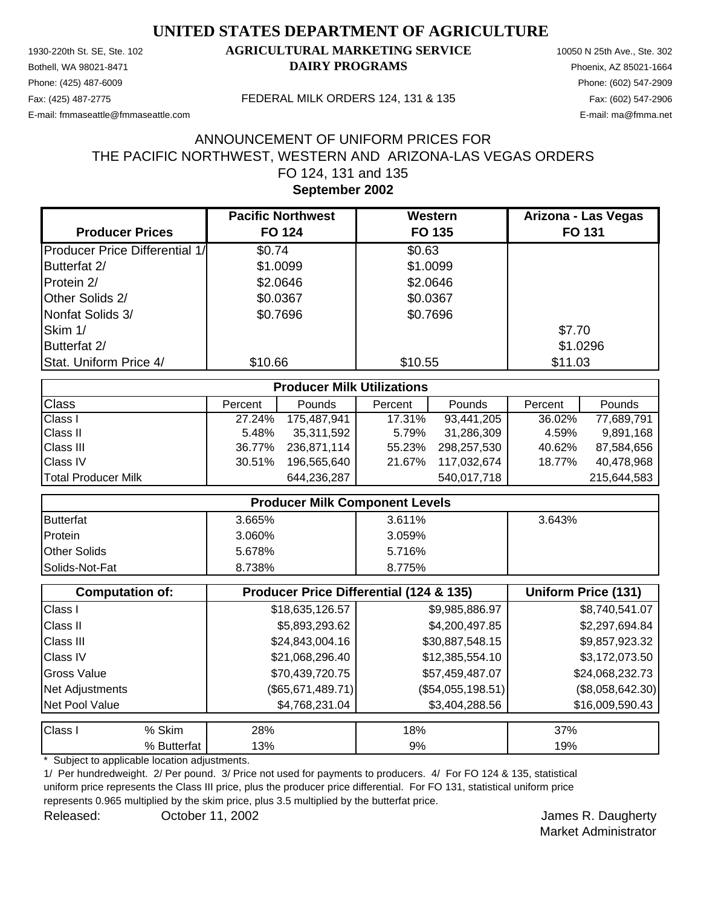# UNITED STATES DEPARTMENT OF AGRICULTURE

1930-220th St. SE, Ste. 102
Bothell, WA 98021-8471
Phone: (425) 487-6009
Fax: (425) 487-2775
E-mail: fmmaseattle@fmmaseattle.com

**AGRICULTURAL MARKETING SERVICE**
**DAIRY PROGRAMS**

FEDERAL MILK ORDERS 124, 131 & 135

10050 N 25th Ave., Ste. 302
Phoenix, AZ 85021-1664
Phone: (602) 547-2909
Fax: (602) 547-2906
E-mail: ma@fmma.net

ANNOUNCEMENT OF UNIFORM PRICES FOR
THE PACIFIC NORTHWEST, WESTERN AND ARIZONA-LAS VEGAS ORDERS
FO 124, 131 and 135
**September 2002**

| Producer Prices | Pacific Northwest FO 124 | Western FO 135 | Arizona - Las Vegas FO 131 |
|---|---|---|---|
| Producer Price Differential 1/ | $0.74 | $0.63 | |
| Butterfat 2/ | $1.0099 | $1.0099 | |
| Protein 2/ | $2.0646 | $2.0646 | |
| Other Solids 2/ | $0.0367 | $0.0367 | |
| Nonfat Solids 3/ | $0.7696 | $0.7696 | |
| Skim 1/ | | | $7.70 |
| Butterfat 2/ | | | $1.0296 |
| Stat. Uniform Price 4/ | $10.66 | $10.55 | $11.03 |

| Producer Milk Utilizations | | | | | | |
|---|---|---|---|---|---|---|
| Class | Percent | Pounds | Percent | Pounds | Percent | Pounds |
| Class I | 27.24% | 175,487,941 | 17.31% | 93,441,205 | 36.02% | 77,689,791 |
| Class II | 5.48% | 35,311,592 | 5.79% | 31,286,309 | 4.59% | 9,891,168 |
| Class III | 36.77% | 236,871,114 | 55.23% | 298,257,530 | 40.62% | 87,584,656 |
| Class IV | 30.51% | 196,565,640 | 21.67% | 117,032,674 | 18.77% | 40,478,968 |
| Total Producer Milk | | 644,236,287 | | 540,017,718 | | 215,644,583 |

| Producer Milk Component Levels | | | |
|---|---|---|---|
| Butterfat | 3.665% | 3.611% | 3.643% |
| Protein | 3.060% | 3.059% | |
| Other Solids | 5.678% | 5.716% | |
| Solids-Not-Fat | 8.738% | 8.775% | |

| Computation of: | Producer Price Differential (124 & 135) | | Uniform Price (131) |
|---|---|---|---|
| Class I | $18,635,126.57 | $9,985,886.97 | $8,740,541.07 |
| Class II | $5,893,293.62 | $4,200,497.85 | $2,297,694.84 |
| Class III | $24,843,004.16 | $30,887,548.15 | $9,857,923.32 |
| Class IV | $21,068,296.40 | $12,385,554.10 | $3,172,073.50 |
| Gross Value | $70,439,720.75 | $57,459,487.07 | $24,068,232.73 |
| Net Adjustments | ($65,671,489.71) | ($54,055,198.51) | ($8,058,642.30) |
| Net Pool Value | $4,768,231.04 | $3,404,288.56 | $16,009,590.43 |

| Class I | | | | |
|---|---|---|---|---|
| | % Skim | 28% | 18% | 37% |
| | % Butterfat | 13% | 9% | 19% |

\* Subject to applicable location adjustments.

1/ Per hundredweight. 2/ Per pound. 3/ Price not used for payments to producers. 4/ For FO 124 & 135, statistical uniform price represents the Class III price, plus the producer price differential. For FO 131, statistical uniform price represents 0.965 multiplied by the skim price, plus 3.5 multiplied by the butterfat price.

Released: October 11, 2002

James R. Daugherty
Market Administrator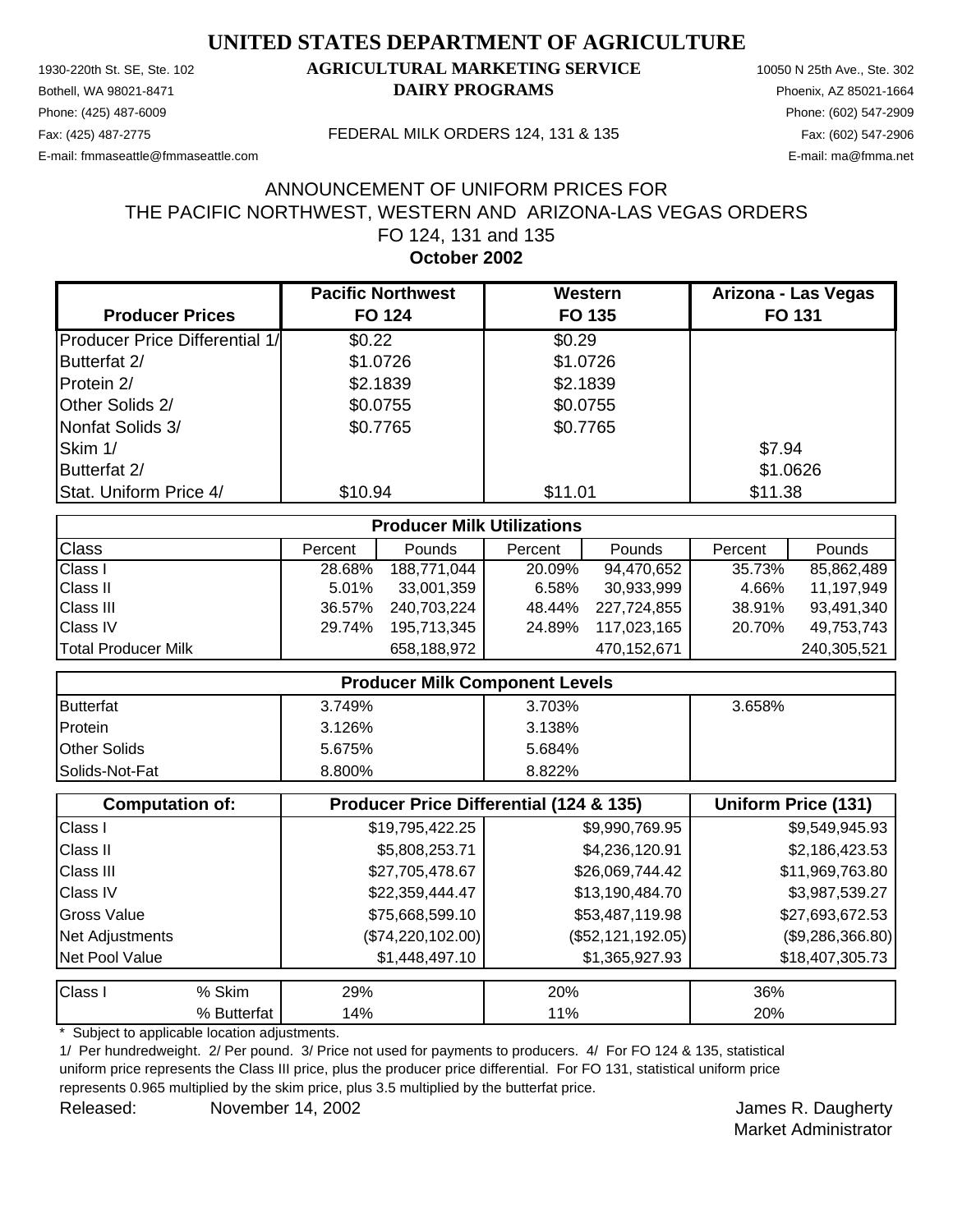# UNITED STATES DEPARTMENT OF AGRICULTURE

1930-220th St. SE, Ste. 102
Bothell, WA 98021-8471
Phone: (425) 487-6009
Fax: (425) 487-2775
E-mail: fmmaseattle@fmmaseattle.com

**AGRICULTURAL MARKETING SERVICE**
**DAIRY PROGRAMS**

FEDERAL MILK ORDERS 124, 131 & 135

10050 N 25th Ave., Ste. 302
Phoenix, AZ 85021-1664
Phone: (602) 547-2909
Fax: (602) 547-2906
E-mail: ma@fmma.net

## ANNOUNCEMENT OF UNIFORM PRICES FOR THE PACIFIC NORTHWEST, WESTERN AND ARIZONA-LAS VEGAS ORDERS FO 124, 131 and 135

**October 2002**

| Producer Prices | Pacific Northwest FO 124 | Western FO 135 | Arizona - Las Vegas FO 131 |
|---|---|---|---|
| Producer Price Differential 1/ | $0.22 | $0.29 | |
| Butterfat 2/ | $1.0726 | $1.0726 | |
| Protein 2/ | $2.1839 | $2.1839 | |
| Other Solids 2/ | $0.0755 | $0.0755 | |
| Nonfat Solids 3/ | $0.7765 | $0.7765 | |
| Skim 1/ | | | $7.94 |
| Butterfat 2/ | | | $1.0626 |
| Stat. Uniform Price 4/ | $10.94 | $11.01 | $11.38 |

| Producer Milk Utilizations | | | | | | |
|---|---|---|---|---|---|---|
| Class | Percent | Pounds | Percent | Pounds | Percent | Pounds |
| Class I | 28.68% | 188,771,044 | 20.09% | 94,470,652 | 35.73% | 85,862,489 |
| Class II | 5.01% | 33,001,359 | 6.58% | 30,933,999 | 4.66% | 11,197,949 |
| Class III | 36.57% | 240,703,224 | 48.44% | 227,724,855 | 38.91% | 93,491,340 |
| Class IV | 29.74% | 195,713,345 | 24.89% | 117,023,165 | 20.70% | 49,753,743 |
| Total Producer Milk | | 658,188,972 | | 470,152,671 | | 240,305,521 |

| Producer Milk Component Levels | | | |
|---|---|---|---|
| Butterfat | 3.749% | 3.703% | 3.658% |
| Protein | 3.126% | 3.138% | |
| Other Solids | 5.675% | 5.684% | |
| Solids-Not-Fat | 8.800% | 8.822% | |

| Computation of: | Producer Price Differential (124 & 135) | | Uniform Price (131) |
|---|---|---|---|
| Class I | $19,795,422.25 | $9,990,769.95 | $9,549,945.93 |
| Class II | $5,808,253.71 | $4,236,120.91 | $2,186,423.53 |
| Class III | $27,705,478.67 | $26,069,744.42 | $11,969,763.80 |
| Class IV | $22,359,444.47 | $13,190,484.70 | $3,987,539.27 |
| Gross Value | $75,668,599.10 | $53,487,119.98 | $27,693,672.53 |
| Net Adjustments | ($74,220,102.00) | ($52,121,192.05) | ($9,286,366.80) |
| Net Pool Value | $1,448,497.10 | $1,365,927.93 | $18,407,305.73 |

| Class I | | FO 124 | FO 135 | FO 131 |
|---|---|---|---|---|
| | % Skim | 29% | 20% | 36% |
| | % Butterfat | 14% | 11% | 20% |

* Subject to applicable location adjustments.

1/ Per hundredweight. 2/ Per pound. 3/ Price not used for payments to producers. 4/ For FO 124 & 135, statistical uniform price represents the Class III price, plus the producer price differential. For FO 131, statistical uniform price represents 0.965 multiplied by the skim price, plus 3.5 multiplied by the butterfat price.

Released: November 14, 2002

James R. Daugherty
Market Administrator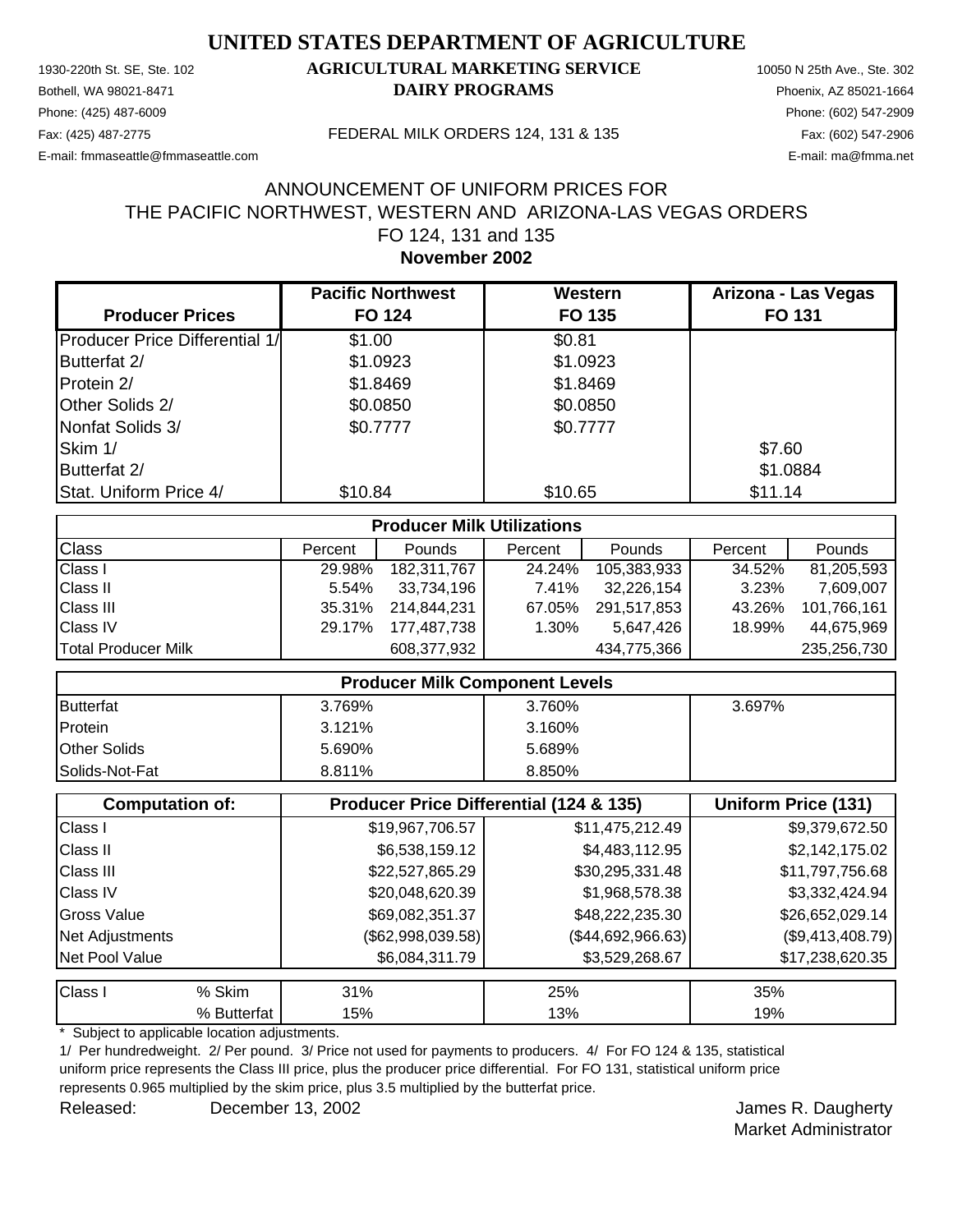# UNITED STATES DEPARTMENT OF AGRICULTURE

1930-220th St. SE, Ste. 102
Bothell, WA 98021-8471
Phone: (425) 487-6009
Fax: (425) 487-2775
E-mail: fmmaseattle@fmmaseattle.com

**AGRICULTURAL MARKETING SERVICE**
**DAIRY PROGRAMS**

FEDERAL MILK ORDERS 124, 131 & 135

10050 N 25th Ave., Ste. 302
Phoenix, AZ 85021-1664
Phone: (602) 547-2909
Fax: (602) 547-2906
E-mail: ma@fmma.net

## ANNOUNCEMENT OF UNIFORM PRICES FOR THE PACIFIC NORTHWEST, WESTERN AND ARIZONA-LAS VEGAS ORDERS FO 124, 131 and 135

**November 2002**

| Producer Prices | Pacific Northwest FO 124 | Western FO 135 | Arizona - Las Vegas FO 131 |
|---|---|---|---|
| Producer Price Differential 1/ | $1.00 | $0.81 | |
| Butterfat 2/ | $1.0923 | $1.0923 | |
| Protein 2/ | $1.8469 | $1.8469 | |
| Other Solids 2/ | $0.0850 | $0.0850 | |
| Nonfat Solids 3/ | $0.7777 | $0.7777 | |
| Skim 1/ | | | $7.60 |
| Butterfat 2/ | | | $1.0884 |
| Stat. Uniform Price 4/ | $10.84 | $10.65 | $11.14 |

| Producer Milk Utilizations | | | | | | |
|---|---|---|---|---|---|---|
| Class | Percent | Pounds | Percent | Pounds | Percent | Pounds |
| Class I | 29.98% | 182,311,767 | 24.24% | 105,383,933 | 34.52% | 81,205,593 |
| Class II | 5.54% | 33,734,196 | 7.41% | 32,226,154 | 3.23% | 7,609,007 |
| Class III | 35.31% | 214,844,231 | 67.05% | 291,517,853 | 43.26% | 101,766,161 |
| Class IV | 29.17% | 177,487,738 | 1.30% | 5,647,426 | 18.99% | 44,675,969 |
| Total Producer Milk | | 608,377,932 | | 434,775,366 | | 235,256,730 |

| Producer Milk Component Levels | | | |
|---|---|---|---|
| Butterfat | 3.769% | 3.760% | 3.697% |
| Protein | 3.121% | 3.160% | |
| Other Solids | 5.690% | 5.689% | |
| Solids-Not-Fat | 8.811% | 8.850% | |

| Computation of: | Producer Price Differential (124 & 135) | | Uniform Price (131) |
|---|---|---|---|
| Class I | $19,967,706.57 | $11,475,212.49 | $9,379,672.50 |
| Class II | $6,538,159.12 | $4,483,112.95 | $2,142,175.02 |
| Class III | $22,527,865.29 | $30,295,331.48 | $11,797,756.68 |
| Class IV | $20,048,620.39 | $1,968,578.38 | $3,332,424.94 |
| Gross Value | $69,082,351.37 | $48,222,235.30 | $26,652,029.14 |
| Net Adjustments | ($62,998,039.58) | ($44,692,966.63) | ($9,413,408.79) |
| Net Pool Value | $6,084,311.79 | $3,529,268.67 | $17,238,620.35 |

| Class I | | | | |
|---|---|---|---|---|
| Class I | % Skim | 31% | 25% | 35% |
| | % Butterfat | 15% | 13% | 19% |

\* Subject to applicable location adjustments.

1/ Per hundredweight. 2/ Per pound. 3/ Price not used for payments to producers. 4/ For FO 124 & 135, statistical uniform price represents the Class III price, plus the producer price differential. For FO 131, statistical uniform price represents 0.965 multiplied by the skim price, plus 3.5 multiplied by the butterfat price.

Released: December 13, 2002

James R. Daugherty
Market Administrator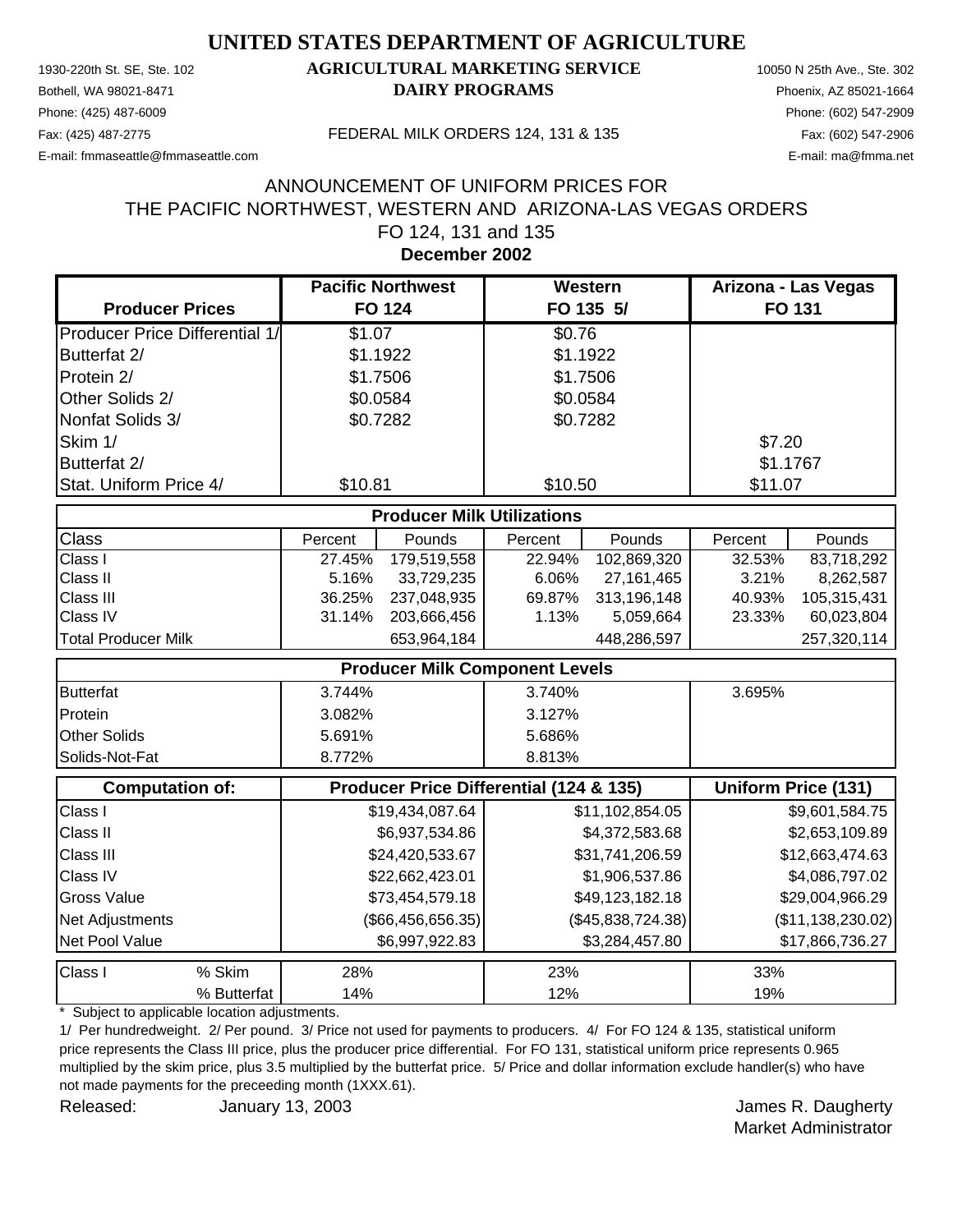# UNITED STATES DEPARTMENT OF AGRICULTURE

1930-220th St. SE, Ste. 102
Bothell, WA 98021-8471
Phone: (425) 487-6009
Fax: (425) 487-2775
E-mail: fmmaseattle@fmmaseattle.com

**AGRICULTURAL MARKETING SERVICE**
**DAIRY PROGRAMS**

FEDERAL MILK ORDERS 124, 131 & 135

10050 N 25th Ave., Ste. 302
Phoenix, AZ 85021-1664
Phone: (602) 547-2909
Fax: (602) 547-2906
E-mail: ma@fmma.net

## ANNOUNCEMENT OF UNIFORM PRICES FOR THE PACIFIC NORTHWEST, WESTERN AND ARIZONA-LAS VEGAS ORDERS FO 124, 131 and 135

**December 2002**

| Producer Prices | Pacific Northwest FO 124 | Western FO 135 5/ | Arizona - Las Vegas FO 131 |
|---|---|---|---|
| Producer Price Differential 1/ | $1.07 | $0.76 | |
| Butterfat 2/ | $1.1922 | $1.1922 | |
| Protein 2/ | $1.7506 | $1.7506 | |
| Other Solids 2/ | $0.0584 | $0.0584 | |
| Nonfat Solids 3/ | $0.7282 | $0.7282 | |
| Skim 1/ | | | $7.20 |
| Butterfat 2/ | | | $1.1767 |
| Stat. Uniform Price 4/ | $10.81 | $10.50 | $11.07 |

**Producer Milk Utilizations**

| Class | FO 124 Percent | FO 124 Pounds | FO 135 Percent | FO 135 Pounds | FO 131 Percent | FO 131 Pounds |
|---|---|---|---|---|---|---|
| Class I | 27.45% | 179,519,558 | 22.94% | 102,869,320 | 32.53% | 83,718,292 |
| Class II | 5.16% | 33,729,235 | 6.06% | 27,161,465 | 3.21% | 8,262,587 |
| Class III | 36.25% | 237,048,935 | 69.87% | 313,196,148 | 40.93% | 105,315,431 |
| Class IV | 31.14% | 203,666,456 | 1.13% | 5,059,664 | 23.33% | 60,023,804 |
| Total Producer Milk | | 653,964,184 | | 448,286,597 | | 257,320,114 |

**Producer Milk Component Levels**

| | FO 124 | FO 135 | FO 131 |
|---|---|---|---|
| Butterfat | 3.744% | 3.740% | 3.695% |
| Protein | 3.082% | 3.127% | |
| Other Solids | 5.691% | 5.686% | |
| Solids-Not-Fat | 8.772% | 8.813% | |

| Computation of: | Producer Price Differential (124) | Producer Price Differential (135) | Uniform Price (131) |
|---|---|---|---|
| Class I | $19,434,087.64 | $11,102,854.05 | $9,601,584.75 |
| Class II | $6,937,534.86 | $4,372,583.68 | $2,653,109.89 |
| Class III | $24,420,533.67 | $31,741,206.59 | $12,663,474.63 |
| Class IV | $22,662,423.01 | $1,906,537.86 | $4,086,797.02 |
| Gross Value | $73,454,579.18 | $49,123,182.18 | $29,004,966.29 |
| Net Adjustments | ($66,456,656.35) | ($45,838,724.38) | ($11,138,230.02) |
| Net Pool Value | $6,997,922.83 | $3,284,457.80 | $17,866,736.27 |

| Class I | | FO 124 | FO 135 | FO 131 |
|---|---|---|---|---|
| | % Skim | 28% | 23% | 33% |
| | % Butterfat | 14% | 12% | 19% |

\* Subject to applicable location adjustments.

1/ Per hundredweight. 2/ Per pound. 3/ Price not used for payments to producers. 4/ For FO 124 & 135, statistical uniform price represents the Class III price, plus the producer price differential. For FO 131, statistical uniform price represents 0.965 multiplied by the skim price, plus 3.5 multiplied by the butterfat price. 5/ Price and dollar information exclude handler(s) who have not made payments for the preceeding month (1XXX.61).

Released: January 13, 2003

James R. Daugherty
Market Administrator